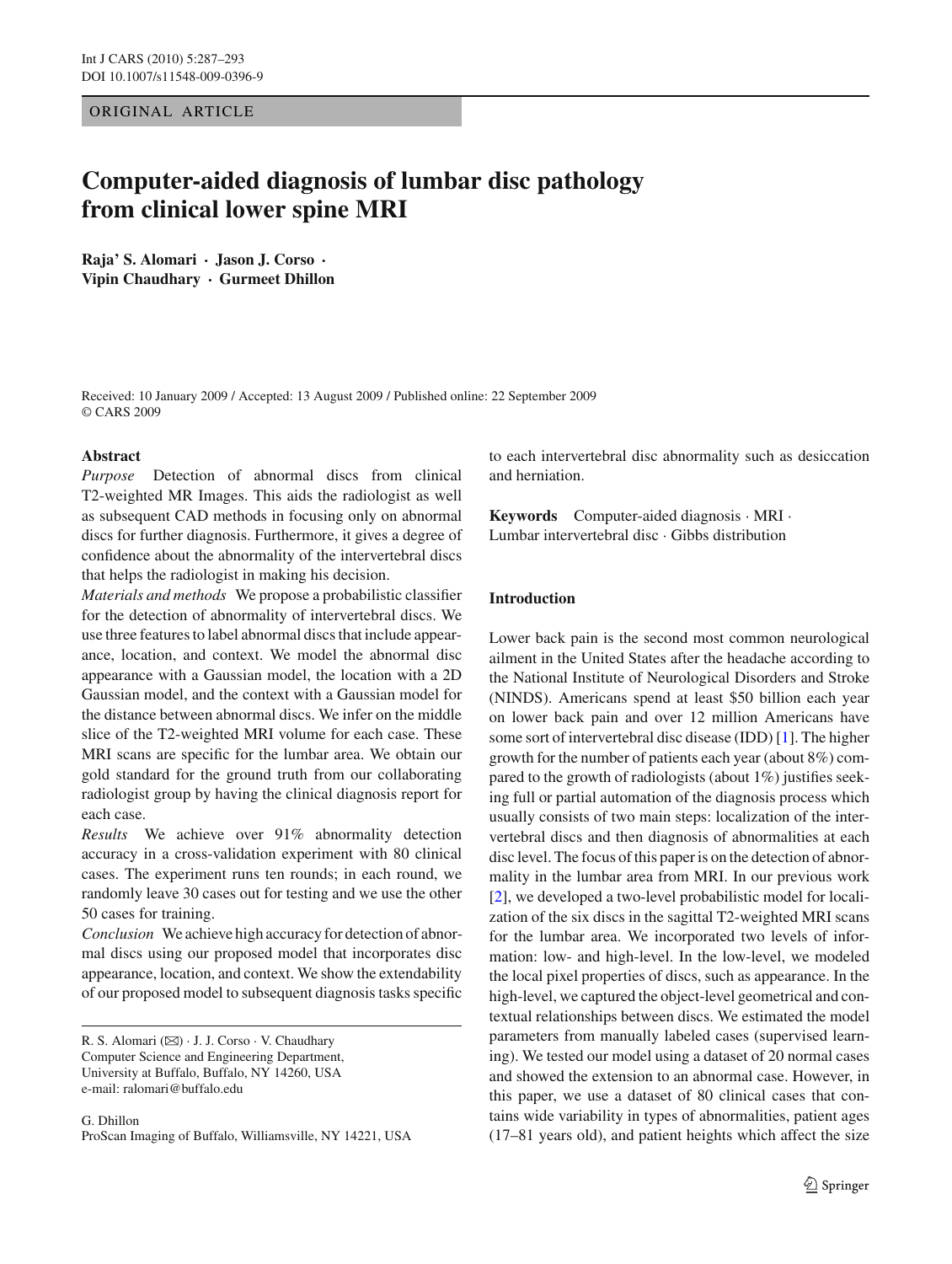ORIGINAL ARTICLE

# Computer-aided diagnosis of lumbar disc pathology from clinical lower spine MRI

**Raja' S. Alomari · Jason J. Corso · Vipin Chaudhary · Gurmeet Dhillon**

Received: 10 January 2009 / Accepted: 13 August 2009 / Published online: 22 September 2009
© CARS 2009

**Abstract**

*Purpose* Detection of abnormal discs from clinical T2-weighted MR Images. This aids the radiologist as well as subsequent CAD methods in focusing only on abnormal discs for further diagnosis. Furthermore, it gives a degree of confidence about the abnormality of the intervertebral discs that helps the radiologist in making his decision.

*Materials and methods* We propose a probabilistic classifier for the detection of abnormality of intervertebral discs. We use three features to label abnormal discs that include appearance, location, and context. We model the abnormal disc appearance with a Gaussian model, the location with a 2D Gaussian model, and the context with a Gaussian model for the distance between abnormal discs. We infer on the middle slice of the T2-weighted MRI volume for each case. These MRI scans are specific for the lumbar area. We obtain our gold standard for the ground truth from our collaborating radiologist group by having the clinical diagnosis report for each case.

*Results* We achieve over 91% abnormality detection accuracy in a cross-validation experiment with 80 clinical cases. The experiment runs ten rounds; in each round, we randomly leave 30 cases out for testing and we use the other 50 cases for training.

*Conclusion* We achieve high accuracy for detection of abnormal discs using our proposed model that incorporates disc appearance, location, and context. We show the extendability of our proposed model to subsequent diagnosis tasks specific to each intervertebral disc abnormality such as desiccation and herniation.

**Keywords** Computer-aided diagnosis · MRI · Lumbar intervertebral disc · Gibbs distribution

R. S. Alomari (✉) · J. J. Corso · V. Chaudhary
Computer Science and Engineering Department, University at Buffalo, Buffalo, NY 14260, USA
e-mail: ralomari@buffalo.edu

G. Dhillon
ProScan Imaging of Buffalo, Williamsville, NY 14221, USA

## Introduction

Lower back pain is the second most common neurological ailment in the United States after the headache according to the National Institute of Neurological Disorders and Stroke (NINDS). Americans spend at least \$50 billion each year on lower back pain and over 12 million Americans have some sort of intervertebral disc disease (IDD) [1]. The higher growth for the number of patients each year (about 8%) compared to the growth of radiologists (about 1%) justifies seeking full or partial automation of the diagnosis process which usually consists of two main steps: localization of the intervertebral discs and then diagnosis of abnormalities at each disc level. The focus of this paper is on the detection of abnormality in the lumbar area from MRI. In our previous work [2], we developed a two-level probabilistic model for localization of the six discs in the sagittal T2-weighted MRI scans for the lumbar area. We incorporated two levels of information: low- and high-level. In the low-level, we modeled the local pixel properties of discs, such as appearance. In the high-level, we captured the object-level geometrical and contextual relationships between discs. We estimated the model parameters from manually labeled cases (supervised learning). We tested our model using a dataset of 20 normal cases and showed the extension to an abnormal case. However, in this paper, we use a dataset of 80 clinical cases that contains wide variability in types of abnormalities, patient ages (17–81 years old), and patient heights which affect the size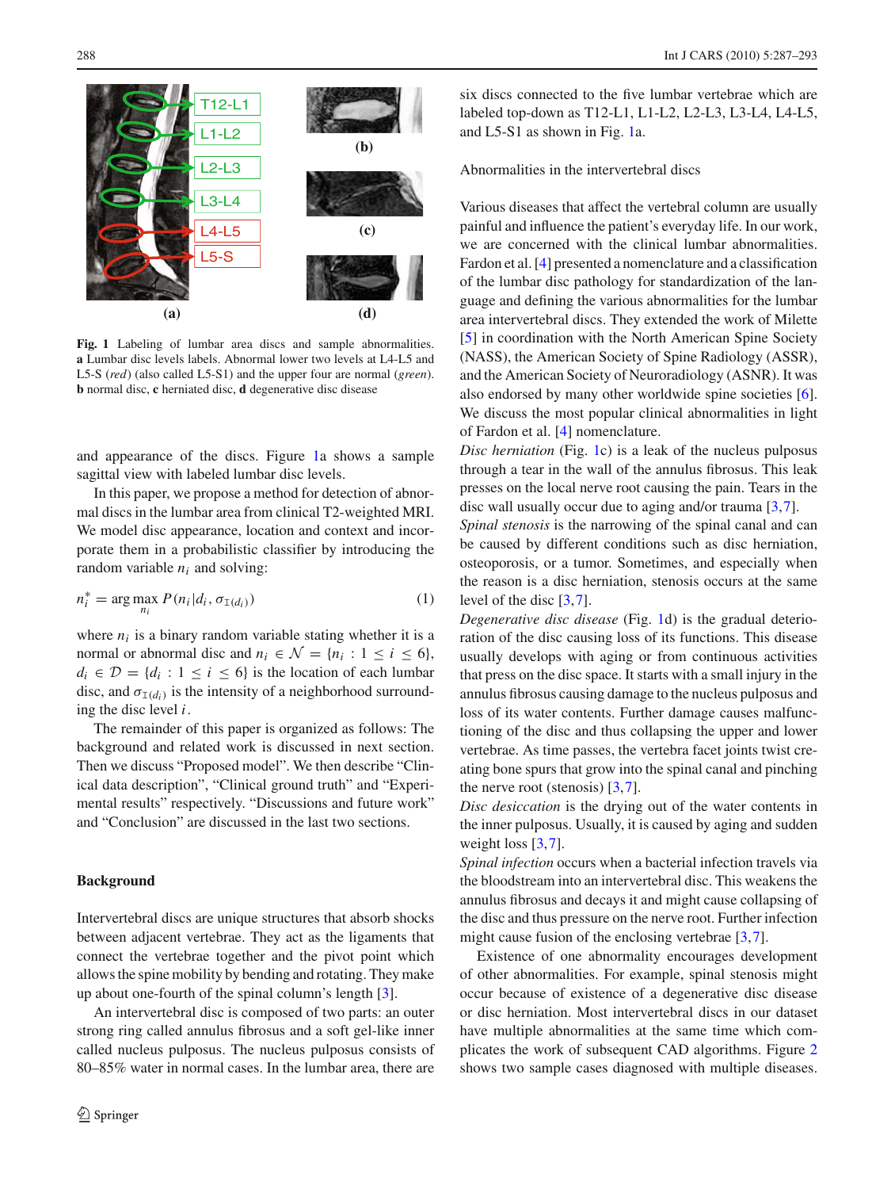Fig. 1 Labeling of lumbar area discs and sample abnormalities. **a** Lumbar disc levels labels. Abnormal lower two levels at L4-L5 and L5-S (*red*) (also called L5-S1) and the upper four are normal (*green*). **b** normal disc, **c** herniated disc, **d** degenerative disc disease

and appearance of the discs. Figure 1a shows a sample sagittal view with labeled lumbar disc levels.

In this paper, we propose a method for detection of abnormal discs in the lumbar area from clinical T2-weighted MRI. We model disc appearance, location and context and incorporate them in a probabilistic classifier by introducing the random variable $n_i$ and solving:

$$n_i^* = \arg\max_{n_i} P(n_i | d_i, \sigma_{\mathbb{I}(d_i)}) \qquad (1)$$

where $n_i$ is a binary random variable stating whether it is a normal or abnormal disc and $n_i \in \mathcal{N} = \{n_i : 1 \leq i \leq 6\}$, $d_i \in \mathcal{D} = \{d_i : 1 \leq i \leq 6\}$ is the location of each lumbar disc, and $\sigma_{\mathbb{I}(d_i)}$ is the intensity of a neighborhood surrounding the disc level $i$.

The remainder of this paper is organized as follows: The background and related work is discussed in next section. Then we discuss "Proposed model". We then describe "Clinical data description", "Clinical ground truth" and "Experimental results" respectively. "Discussions and future work" and "Conclusion" are discussed in the last two sections.

## Background

Intervertebral discs are unique structures that absorb shocks between adjacent vertebrae. They act as the ligaments that connect the vertebrae together and the pivot point which allows the spine mobility by bending and rotating. They make up about one-fourth of the spinal column's length [3].

An intervertebral disc is composed of two parts: an outer strong ring called annulus fibrosus and a soft gel-like inner called nucleus pulposus. The nucleus pulposus consists of 80–85% water in normal cases. In the lumbar area, there are six discs connected to the five lumbar vertebrae which are labeled top-down as T12-L1, L1-L2, L2-L3, L3-L4, L4-L5, and L5-S1 as shown in Fig. 1a.

Abnormalities in the intervertebral discs

Various diseases that affect the vertebral column are usually painful and influence the patient's everyday life. In our work, we are concerned with the clinical lumbar abnormalities. Fardon et al. [4] presented a nomenclature and a classification of the lumbar disc pathology for standardization of the language and defining the various abnormalities for the lumbar area intervertebral discs. They extended the work of Milette [5] in coordination with the North American Spine Society (NASS), the American Society of Spine Radiology (ASSR), and the American Society of Neuroradiology (ASNR). It was also endorsed by many other worldwide spine societies [6]. We discuss the most popular clinical abnormalities in light of Fardon et al. [4] nomenclature.

*Disc herniation* (Fig. 1c) is a leak of the nucleus pulposus through a tear in the wall of the annulus fibrosus. This leak presses on the local nerve root causing the pain. Tears in the disc wall usually occur due to aging and/or trauma [3,7].

*Spinal stenosis* is the narrowing of the spinal canal and can be caused by different conditions such as disc herniation, osteoporosis, or a tumor. Sometimes, and especially when the reason is a disc herniation, stenosis occurs at the same level of the disc [3,7].

*Degenerative disc disease* (Fig. 1d) is the gradual deterioration of the disc causing loss of its functions. This disease usually develops with aging or from continuous activities that press on the disc space. It starts with a small injury in the annulus fibrosus causing damage to the nucleus pulposus and loss of its water contents. Further damage causes malfunctioning of the disc and thus collapsing the upper and lower vertebrae. As time passes, the vertebra facet joints twist creating bone spurs that grow into the spinal canal and pinching the nerve root (stenosis) [3,7].

*Disc desiccation* is the drying out of the water contents in the inner pulposus. Usually, it is caused by aging and sudden weight loss [3,7].

*Spinal infection* occurs when a bacterial infection travels via the bloodstream into an intervertebral disc. This weakens the annulus fibrosus and decays it and might cause collapsing of the disc and thus pressure on the nerve root. Further infection might cause fusion of the enclosing vertebrae [3,7].

Existence of one abnormality encourages development of other abnormalities. For example, spinal stenosis might occur because of existence of a degenerative disc disease or disc herniation. Most intervertebral discs in our dataset have multiple abnormalities at the same time which complicates the work of subsequent CAD algorithms. Figure 2 shows two sample cases diagnosed with multiple diseases.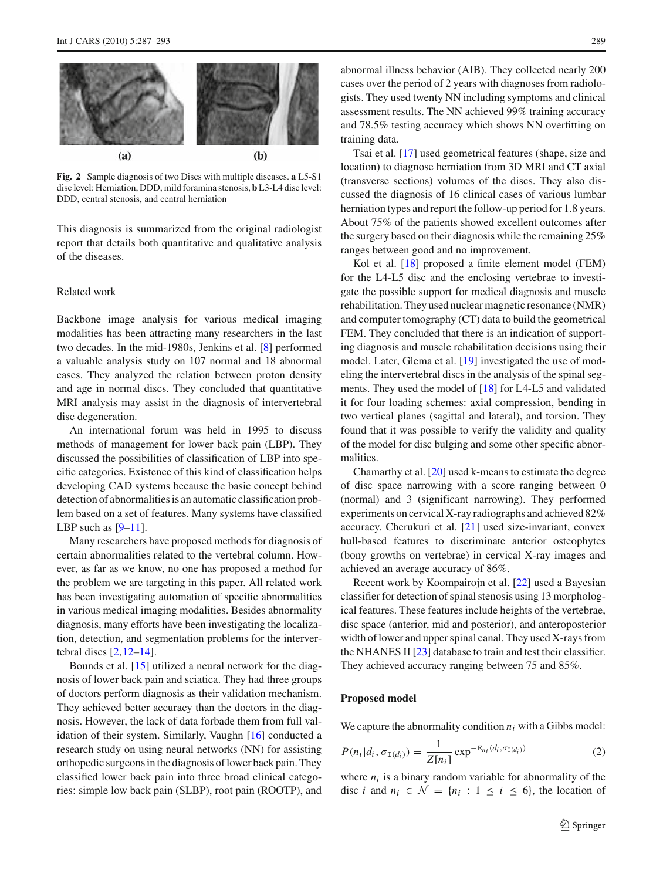**Fig. 2** Sample diagnosis of two Discs with multiple diseases. **a** L5-S1 disc level: Herniation, DDD, mild foramina stenosis, **b** L3-L4 disc level: DDD, central stenosis, and central herniation

This diagnosis is summarized from the original radiologist report that details both quantitative and qualitative analysis of the diseases.

## Related work

Backbone image analysis for various medical imaging modalities has been attracting many researchers in the last two decades. In the mid-1980s, Jenkins et al. [8] performed a valuable analysis study on 107 normal and 18 abnormal cases. They analyzed the relation between proton density and age in normal discs. They concluded that quantitative MRI analysis may assist in the diagnosis of intervertebral disc degeneration.

An international forum was held in 1995 to discuss methods of management for lower back pain (LBP). They discussed the possibilities of classification of LBP into specific categories. Existence of this kind of classification helps developing CAD systems because the basic concept behind detection of abnormalities is an automatic classification problem based on a set of features. Many systems have classified LBP such as [9–11].

Many researchers have proposed methods for diagnosis of certain abnormalities related to the vertebral column. However, as far as we know, no one has proposed a method for the problem we are targeting in this paper. All related work has been investigating automation of specific abnormalities in various medical imaging modalities. Besides abnormality diagnosis, many efforts have been investigating the localization, detection, and segmentation problems for the intervertebral discs [2,12–14].

Bounds et al. [15] utilized a neural network for the diagnosis of lower back pain and sciatica. They had three groups of doctors perform diagnosis as their validation mechanism. They achieved better accuracy than the doctors in the diagnosis. However, the lack of data forbade them from full validation of their system. Similarly, Vaughn [16] conducted a research study on using neural networks (NN) for assisting orthopedic surgeons in the diagnosis of lower back pain. They classified lower back pain into three broad clinical categories: simple low back pain (SLBP), root pain (ROOTP), and abnormal illness behavior (AIB). They collected nearly 200 cases over the period of 2 years with diagnoses from radiologists. They used twenty NN including symptoms and clinical assessment results. The NN achieved 99% training accuracy and 78.5% testing accuracy which shows NN overfitting on training data.

Tsai et al. [17] used geometrical features (shape, size and location) to diagnose herniation from 3D MRI and CT axial (transverse sections) volumes of the discs. They also discussed the diagnosis of 16 clinical cases of various lumbar herniation types and report the follow-up period for 1.8 years. About 75% of the patients showed excellent outcomes after the surgery based on their diagnosis while the remaining 25% ranges between good and no improvement.

Kol et al. [18] proposed a finite element model (FEM) for the L4-L5 disc and the enclosing vertebrae to investigate the possible support for medical diagnosis and muscle rehabilitation. They used nuclear magnetic resonance (NMR) and computer tomography (CT) data to build the geometrical FEM. They concluded that there is an indication of supporting diagnosis and muscle rehabilitation decisions using their model. Later, Glema et al. [19] investigated the use of modeling the intervertebral discs in the analysis of the spinal segments. They used the model of [18] for L4-L5 and validated it for four loading schemes: axial compression, bending in two vertical planes (sagittal and lateral), and torsion. They found that it was possible to verify the validity and quality of the model for disc bulging and some other specific abnormalities.

Chamarthy et al. [20] used k-means to estimate the degree of disc space narrowing with a score ranging between 0 (normal) and 3 (significant narrowing). They performed experiments on cervical X-ray radiographs and achieved 82% accuracy. Cherukuri et al. [21] used size-invariant, convex hull-based features to discriminate anterior osteophytes (bony growths on vertebrae) in cervical X-ray images and achieved an average accuracy of 86%.

Recent work by Koompairojn et al. [22] used a Bayesian classifier for detection of spinal stenosis using 13 morphological features. These features include heights of the vertebrae, disc space (anterior, mid and posterior), and anteroposterior width of lower and upper spinal canal. They used X-rays from the NHANES II [23] database to train and test their classifier. They achieved accuracy ranging between 75 and 85%.

## Proposed model

We capture the abnormality condition $n_i$ with a Gibbs model:

$$P(n_i|d_i, \sigma_{\mathbb{I}(d_i)}) = \frac{1}{Z[n_i]} \exp^{-\mathrm{E}_{n_i}(d_i, \sigma_{\mathbb{I}(d_i)})} \tag{2}$$

where $n_i$ is a binary random variable for abnormality of the disc $i$ and $n_i \in \mathcal{N} = \{n_i : 1 \leq i \leq 6\}$, the location of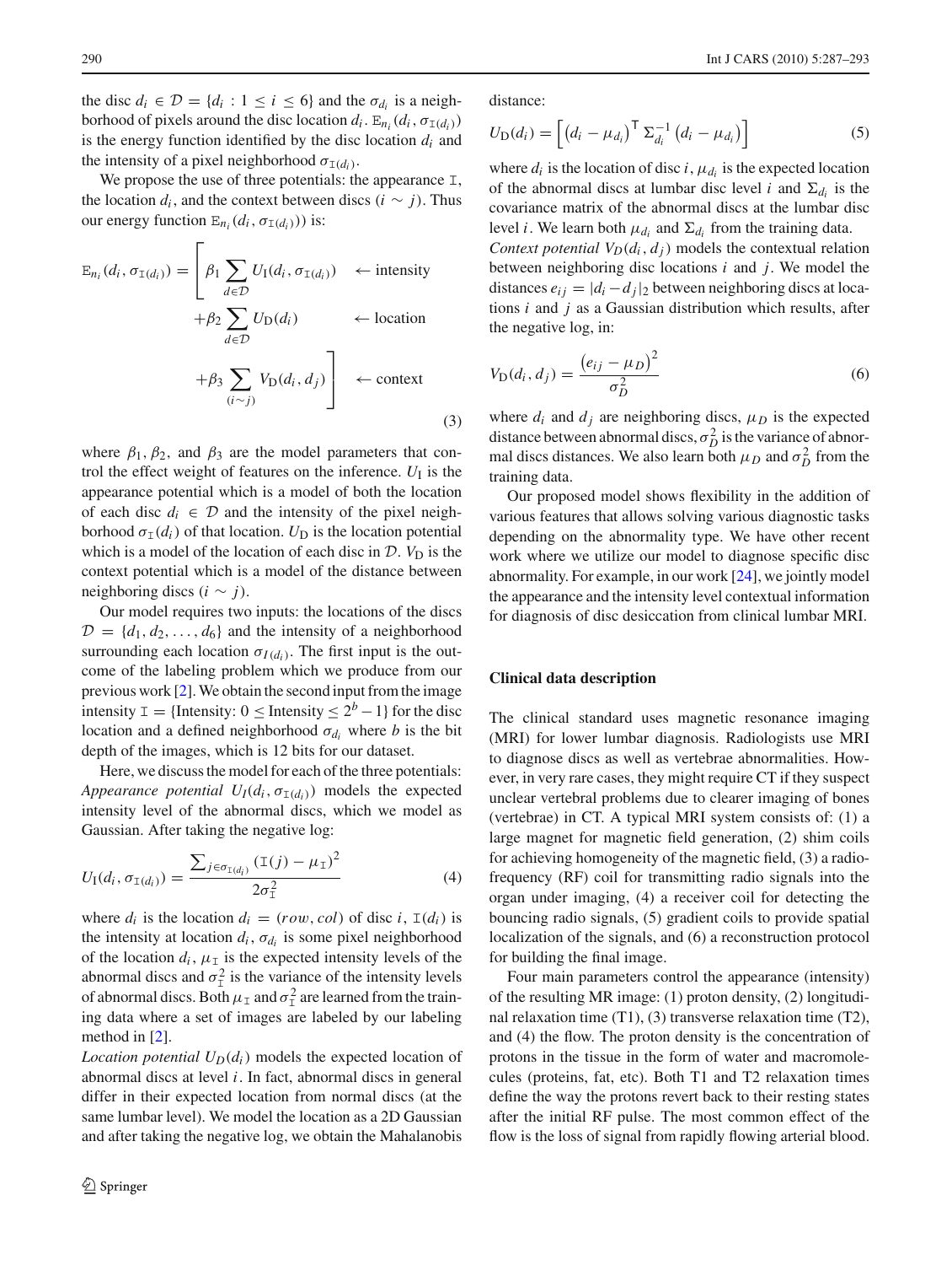the disc $d_i \in \mathcal{D} = \{d_i : 1 \leq i \leq 6\}$ and the $\sigma_{d_i}$ is a neighborhood of pixels around the disc location $d_i$. $\mathbb{E}_{n_i}(d_i, \sigma_{\mathbb{I}(d_i)})$ is the energy function identified by the disc location $d_i$ and the intensity of a pixel neighborhood $\sigma_{\mathbb{I}(d_i)}$.

We propose the use of three potentials: the appearance $\mathbb{I}$, the location $d_i$, and the context between discs $(i \sim j)$. Thus our energy function $\mathbb{E}_{n_i}(d_i, \sigma_{\mathbb{I}(d_i)})$ is:

$$
\mathbb{E}_{n_i}(d_i, \sigma_{\mathbb{I}(d_i)}) = \left[ \begin{array}{ll} \beta_1 \sum_{d \in \mathcal{D}} U_{\mathrm{I}}(d_i, \sigma_{\mathbb{I}(d_i)}) & \leftarrow \text{intensity} \\ +\beta_2 \sum_{d \in \mathcal{D}} U_{\mathrm{D}}(d_i) & \leftarrow \text{location} \\ +\beta_3 \sum_{(i \sim j)} V_{\mathrm{D}}(d_i, d_j) & \leftarrow \text{context} \end{array} \right] \tag{3}
$$

where $\beta_1$, $\beta_2$, and $\beta_3$ are the model parameters that control the effect weight of features on the inference. $U_{\mathrm{I}}$ is the appearance potential which is a model of both the location of each disc $d_i \in \mathcal{D}$ and the intensity of the pixel neighborhood $\sigma_{\mathbb{I}}(d_i)$ of that location. $U_{\mathrm{D}}$ is the location potential which is a model of the location of each disc in $\mathcal{D}$. $V_{\mathrm{D}}$ is the context potential which is a model of the distance between neighboring discs $(i \sim j)$.

Our model requires two inputs: the locations of the discs $\mathcal{D} = \{d_1, d_2, \ldots, d_6\}$ and the intensity of a neighborhood surrounding each location $\sigma_{I(d_i)}$. The first input is the outcome of the labeling problem which we produce from our previous work [2]. We obtain the second input from the image intensity $\mathbb{I} = \{\text{Intensity: } 0 \leq \text{Intensity} \leq 2^b - 1\}$ for the disc location and a defined neighborhood $\sigma_{d_i}$ where $b$ is the bit depth of the images, which is 12 bits for our dataset.

Here, we discuss the model for each of the three potentials: *Appearance potential* $U_I(d_i, \sigma_{\mathbb{I}(d_i)})$ models the expected intensity level of the abnormal discs, which we model as Gaussian. After taking the negative log:

$$
U_{\mathrm{I}}(d_i, \sigma_{\mathbb{I}(d_i)}) = \frac{\sum_{j \in \sigma_{\mathbb{I}(d_i)}} (\mathbb{I}(j) - \mu_{\mathbb{I}})^2}{2\sigma_{\mathbb{I}}^2} \tag{4}
$$

where $d_i$ is the location $d_i = (row, col)$ of disc $i$, $\mathbb{I}(d_i)$ is the intensity at location $d_i$, $\sigma_{d_i}$ is some pixel neighborhood of the location $d_i$, $\mu_{\mathbb{I}}$ is the expected intensity levels of the abnormal discs and $\sigma_{\mathbb{I}}^2$ is the variance of the intensity levels of abnormal discs. Both $\mu_{\mathbb{I}}$ and $\sigma_{\mathbb{I}}^2$ are learned from the training data where a set of images are labeled by our labeling method in [2].

*Location potential* $U_D(d_i)$ models the expected location of abnormal discs at level $i$. In fact, abnormal discs in general differ in their expected location from normal discs (at the same lumbar level). We model the location as a 2D Gaussian and after taking the negative log, we obtain the Mahalanobis distance:

$$
U_{\mathrm{D}}(d_i) = \left[ \left(d_i - \mu_{d_i}\right)^{\mathsf{T}} \Sigma_{d_i}^{-1} \left(d_i - \mu_{d_i}\right) \right] \tag{5}
$$

where $d_i$ is the location of disc $i$, $\mu_{d_i}$ is the expected location of the abnormal discs at lumbar disc level $i$ and $\Sigma_{d_i}$ is the covariance matrix of the abnormal discs at the lumbar disc level $i$. We learn both $\mu_{d_i}$ and $\Sigma_{d_i}$ from the training data.

*Context potential* $V_D(d_i, d_j)$ models the contextual relation between neighboring disc locations $i$ and $j$. We model the distances $e_{ij} = |d_i - d_j|_2$ between neighboring discs at locations $i$ and $j$ as a Gaussian distribution which results, after the negative log, in:

$$
V_{\mathrm{D}}(d_i, d_j) = \frac{\left(e_{ij} - \mu_D\right)^2}{\sigma_D^2} \tag{6}
$$

where $d_i$ and $d_j$ are neighboring discs, $\mu_D$ is the expected distance between abnormal discs, $\sigma_D^2$ is the variance of abnormal discs distances. We also learn both $\mu_D$ and $\sigma_D^2$ from the training data.

Our proposed model shows flexibility in the addition of various features that allows solving various diagnostic tasks depending on the abnormality type. We have other recent work where we utilize our model to diagnose specific disc abnormality. For example, in our work [24], we jointly model the appearance and the intensity level contextual information for diagnosis of disc desiccation from clinical lumbar MRI.

## Clinical data description

The clinical standard uses magnetic resonance imaging (MRI) for lower lumbar diagnosis. Radiologists use MRI to diagnose discs as well as vertebrae abnormalities. However, in very rare cases, they might require CT if they suspect unclear vertebral problems due to clearer imaging of bones (vertebrae) in CT. A typical MRI system consists of: (1) a large magnet for magnetic field generation, (2) shim coils for achieving homogeneity of the magnetic field, (3) a radio-frequency (RF) coil for transmitting radio signals into the organ under imaging, (4) a receiver coil for detecting the bouncing radio signals, (5) gradient coils to provide spatial localization of the signals, and (6) a reconstruction protocol for building the final image.

Four main parameters control the appearance (intensity) of the resulting MR image: (1) proton density, (2) longitudinal relaxation time (T1), (3) transverse relaxation time (T2), and (4) the flow. The proton density is the concentration of protons in the tissue in the form of water and macromolecules (proteins, fat, etc). Both T1 and T2 relaxation times define the way the protons revert back to their resting states after the initial RF pulse. The most common effect of the flow is the loss of signal from rapidly flowing arterial blood.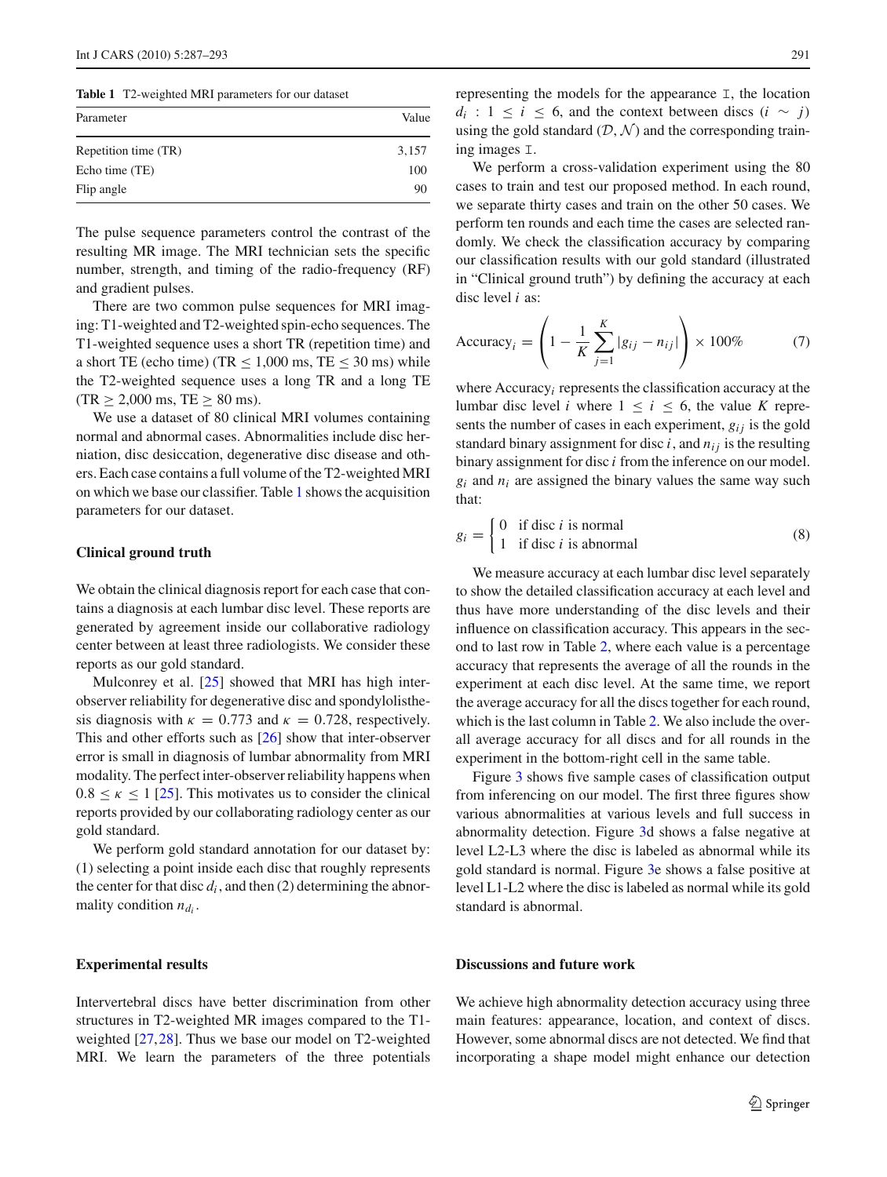**Table 1** T2-weighted MRI parameters for our dataset

| Parameter | Value |
|---|---|
| Repetition time (TR) | 3,157 |
| Echo time (TE) | 100 |
| Flip angle | 90 |

The pulse sequence parameters control the contrast of the resulting MR image. The MRI technician sets the specific number, strength, and timing of the radio-frequency (RF) and gradient pulses.

There are two common pulse sequences for MRI imaging: T1-weighted and T2-weighted spin-echo sequences. The T1-weighted sequence uses a short TR (repetition time) and a short TE (echo time) ($TR \leq 1{,}000$ ms, $TE \leq 30$ ms) while the T2-weighted sequence uses a long TR and a long TE ($TR \geq 2{,}000$ ms, $TE \geq 80$ ms).

We use a dataset of 80 clinical MRI volumes containing normal and abnormal cases. Abnormalities include disc herniation, disc desiccation, degenerative disc disease and others. Each case contains a full volume of the T2-weighted MRI on which we base our classifier. Table 1 shows the acquisition parameters for our dataset.

### Clinical ground truth

We obtain the clinical diagnosis report for each case that contains a diagnosis at each lumbar disc level. These reports are generated by agreement inside our collaborative radiology center between at least three radiologists. We consider these reports as our gold standard.

Mulconrey et al. [25] showed that MRI has high inter-observer reliability for degenerative disc and spondylolisthesis diagnosis with $\kappa = 0.773$ and $\kappa = 0.728$, respectively. This and other efforts such as [26] show that inter-observer error is small in diagnosis of lumbar abnormality from MRI modality. The perfect inter-observer reliability happens when $0.8 \leq \kappa \leq 1$ [25]. This motivates us to consider the clinical reports provided by our collaborating radiology center as our gold standard.

We perform gold standard annotation for our dataset by: (1) selecting a point inside each disc that roughly represents the center for that disc $d_i$, and then (2) determining the abnormality condition $n_{d_i}$.

### Experimental results

Intervertebral discs have better discrimination from other structures in T2-weighted MR images compared to the T1-weighted [27,28]. Thus we base our model on T2-weighted MRI. We learn the parameters of the three potentials representing the models for the appearance $\mathtt{I}$, the location $d_i : 1 \leq i \leq 6$, and the context between discs ($i \sim j$) using the gold standard ($\mathcal{D}, \mathcal{N}$) and the corresponding training images $\mathtt{I}$.

We perform a cross-validation experiment using the 80 cases to train and test our proposed method. In each round, we separate thirty cases and train on the other 50 cases. We perform ten rounds and each time the cases are selected randomly. We check the classification accuracy by comparing our classification results with our gold standard (illustrated in "Clinical ground truth") by defining the accuracy at each disc level $i$ as:

$$\text{Accuracy}_i = \left(1 - \frac{1}{K}\sum_{j=1}^{K}|g_{ij} - n_{ij}|\right) \times 100\% \tag{7}$$

where $\text{Accuracy}_i$ represents the classification accuracy at the lumbar disc level $i$ where $1 \leq i \leq 6$, the value $K$ represents the number of cases in each experiment, $g_{ij}$ is the gold standard binary assignment for disc $i$, and $n_{ij}$ is the resulting binary assignment for disc $i$ from the inference on our model. $g_i$ and $n_i$ are assigned the binary values the same way such that:

$$g_i = \begin{cases} 0 & \text{if disc } i \text{ is normal} \\ 1 & \text{if disc } i \text{ is abnormal} \end{cases} \tag{8}$$

We measure accuracy at each lumbar disc level separately to show the detailed classification accuracy at each level and thus have more understanding of the disc levels and their influence on classification accuracy. This appears in the second to last row in Table 2, where each value is a percentage accuracy that represents the average of all the rounds in the experiment at each disc level. At the same time, we report the average accuracy for all the discs together for each round, which is the last column in Table 2. We also include the overall average accuracy for all discs and for all rounds in the experiment in the bottom-right cell in the same table.

Figure 3 shows five sample cases of classification output from inferencing on our model. The first three figures show various abnormalities at various levels and full success in abnormality detection. Figure 3d shows a false negative at level L2-L3 where the disc is labeled as abnormal while its gold standard is normal. Figure 3e shows a false positive at level L1-L2 where the disc is labeled as normal while its gold standard is abnormal.

### Discussions and future work

We achieve high abnormality detection accuracy using three main features: appearance, location, and context of discs. However, some abnormal discs are not detected. We find that incorporating a shape model might enhance our detection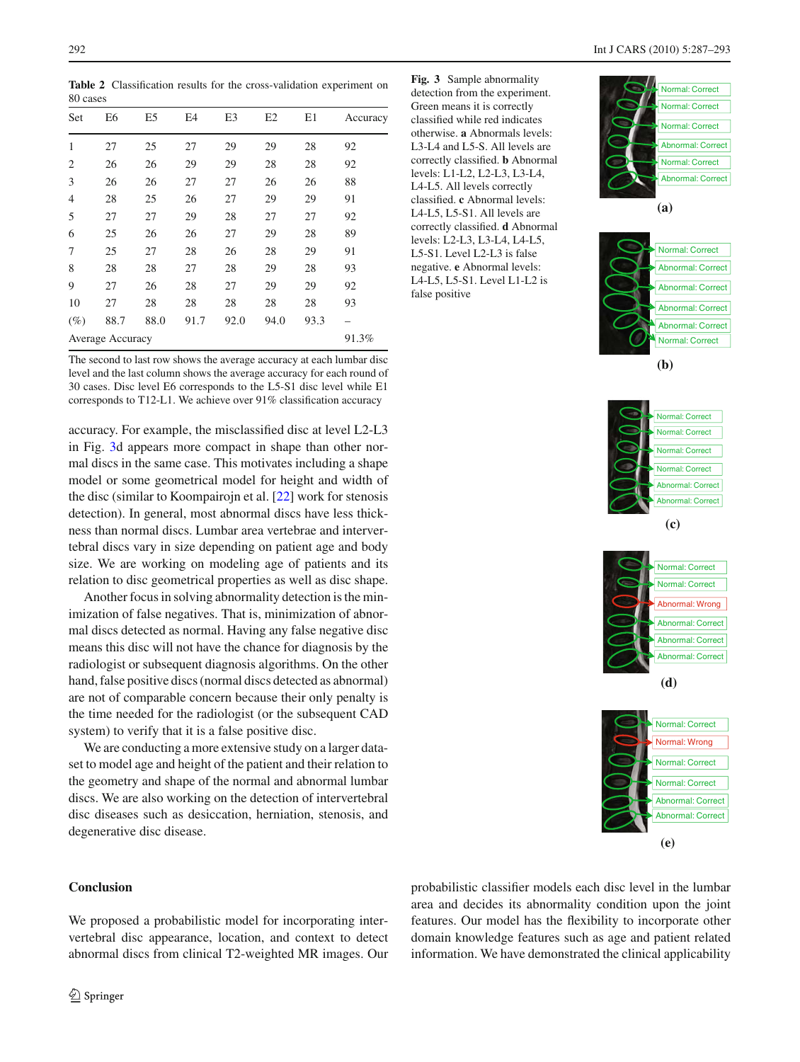**Table 2** Classification results for the cross-validation experiment on 80 cases

| Set | E6 | E5 | E4 | E3 | E2 | E1 | Accuracy |
|---|---|---|---|---|---|---|---|
| 1 | 27 | 25 | 27 | 29 | 29 | 28 | 92 |
| 2 | 26 | 26 | 29 | 29 | 28 | 28 | 92 |
| 3 | 26 | 26 | 27 | 27 | 26 | 26 | 88 |
| 4 | 28 | 25 | 26 | 27 | 29 | 29 | 91 |
| 5 | 27 | 27 | 29 | 28 | 27 | 27 | 92 |
| 6 | 25 | 26 | 26 | 27 | 29 | 28 | 89 |
| 7 | 25 | 27 | 28 | 26 | 28 | 29 | 91 |
| 8 | 28 | 28 | 27 | 28 | 29 | 28 | 93 |
| 9 | 27 | 26 | 28 | 27 | 29 | 29 | 92 |
| 10 | 27 | 28 | 28 | 28 | 28 | 28 | 93 |
| (%) | 88.7 | 88.0 | 91.7 | 92.0 | 94.0 | 93.3 | – |
| Average Accuracy | | | | | | | 91.3% |

The second to last row shows the average accuracy at each lumbar disc level and the last column shows the average accuracy for each round of 30 cases. Disc level E6 corresponds to the L5-S1 disc level while E1 corresponds to T12-L1. We achieve over 91% classification accuracy

accuracy. For example, the misclassified disc at level L2-L3 in Fig. 3d appears more compact in shape than other normal discs in the same case. This motivates including a shape model or some geometrical model for height and width of the disc (similar to Koompairojn et al. [22] work for stenosis detection). In general, most abnormal discs have less thickness than normal discs. Lumbar area vertebrae and intervertebral discs vary in size depending on patient age and body size. We are working on modeling age of patients and its relation to disc geometrical properties as well as disc shape.

Another focus in solving abnormality detection is the minimization of false negatives. That is, minimization of abnormal discs detected as normal. Having any false negative disc means this disc will not have the chance for diagnosis by the radiologist or subsequent diagnosis algorithms. On the other hand, false positive discs (normal discs detected as abnormal) are not of comparable concern because their only penalty is the time needed for the radiologist (or the subsequent CAD system) to verify that it is a false positive disc.

We are conducting a more extensive study on a larger dataset to model age and height of the patient and their relation to the geometry and shape of the normal and abnormal lumbar discs. We are also working on the detection of intervertebral disc diseases such as desiccation, herniation, stenosis, and degenerative disc disease.

**Fig. 3** Sample abnormality detection from the experiment. Green means it is correctly classified while red indicates otherwise. **a** Abnormals levels: L3-L4 and L5-S. All levels are correctly classified. **b** Abnormal levels: L1-L2, L2-L3, L3-L4, L4-L5. All levels correctly classified. **c** Abnormal levels: L4-L5, L5-S1. All levels are correctly classified. **d** Abnormal levels: L2-L3, L3-L4, L4-L5, L5-S1. Level L2-L3 is false negative. **e** Abnormal levels: L4-L5, L5-S1. Level L1-L2 is false positive

## Conclusion

We proposed a probabilistic model for incorporating intervertebral disc appearance, location, and context to detect abnormal discs from clinical T2-weighted MR images. Our probabilistic classifier models each disc level in the lumbar area and decides its abnormality condition upon the joint features. Our model has the flexibility to incorporate other domain knowledge features such as age and patient related information. We have demonstrated the clinical applicability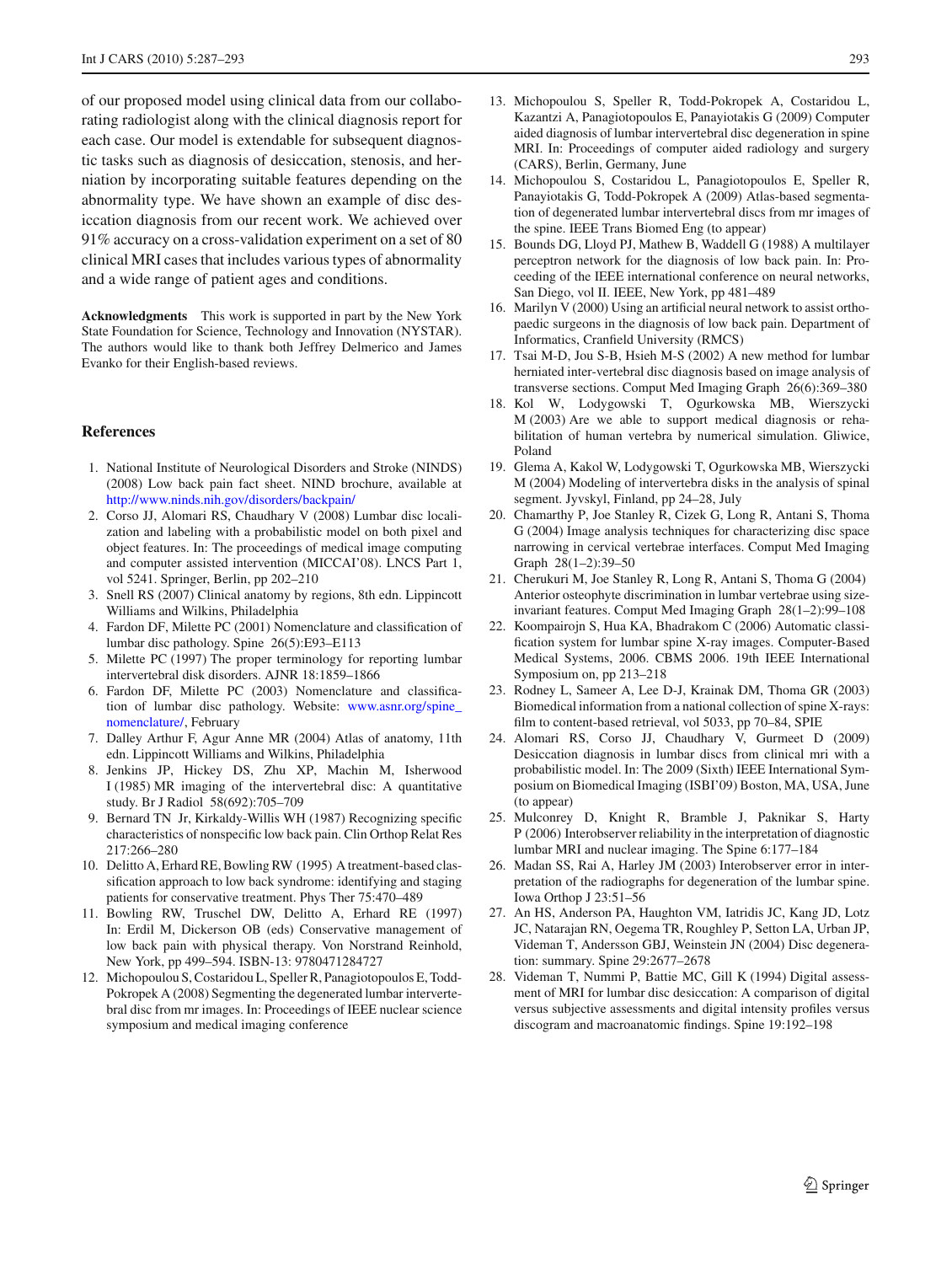of our proposed model using clinical data from our collaborating radiologist along with the clinical diagnosis report for each case. Our model is extendable for subsequent diagnostic tasks such as diagnosis of desiccation, stenosis, and herniation by incorporating suitable features depending on the abnormality type. We have shown an example of disc desiccation diagnosis from our recent work. We achieved over 91% accuracy on a cross-validation experiment on a set of 80 clinical MRI cases that includes various types of abnormality and a wide range of patient ages and conditions.

**Acknowledgments** This work is supported in part by the New York State Foundation for Science, Technology and Innovation (NYSTAR). The authors would like to thank both Jeffrey Delmerico and James Evanko for their English-based reviews.

## References

1. National Institute of Neurological Disorders and Stroke (NINDS) (2008) Low back pain fact sheet. NIND brochure, available at http://www.ninds.nih.gov/disorders/backpain/
2. Corso JJ, Alomari RS, Chaudhary V (2008) Lumbar disc localization and labeling with a probabilistic model on both pixel and object features. In: The proceedings of medical image computing and computer assisted intervention (MICCAI'08). LNCS Part 1, vol 5241. Springer, Berlin, pp 202–210
3. Snell RS (2007) Clinical anatomy by regions, 8th edn. Lippincott Williams and Wilkins, Philadelphia
4. Fardon DF, Milette PC (2001) Nomenclature and classification of lumbar disc pathology. Spine 26(5):E93–E113
5. Milette PC (1997) The proper terminology for reporting lumbar intervertebral disk disorders. AJNR 18:1859–1866
6. Fardon DF, Milette PC (2003) Nomenclature and classification of lumbar disc pathology. Website: www.asnr.org/spine_nomenclature/, February
7. Dalley Arthur F, Agur Anne MR (2004) Atlas of anatomy, 11th edn. Lippincott Williams and Wilkins, Philadelphia
8. Jenkins JP, Hickey DS, Zhu XP, Machin M, Isherwood I (1985) MR imaging of the intervertebral disc: A quantitative study. Br J Radiol 58(692):705–709
9. Bernard TN Jr, Kirkaldy-Willis WH (1987) Recognizing specific characteristics of nonspecific low back pain. Clin Orthop Relat Res 217:266–280
10. Delitto A, Erhard RE, Bowling RW (1995) A treatment-based classification approach to low back syndrome: identifying and staging patients for conservative treatment. Phys Ther 75:470–489
11. Bowling RW, Truschel DW, Delitto A, Erhard RE (1997) In: Erdil M, Dickerson OB (eds) Conservative management of low back pain with physical therapy. Von Norstrand Reinhold, New York, pp 499–594. ISBN-13: 9780471284727
12. Michopoulou S, Costaridou L, Speller R, Panagiotopoulos E, Todd-Pokropek A (2008) Segmenting the degenerated lumbar intervertebral disc from mr images. In: Proceedings of IEEE nuclear science symposium and medical imaging conference
13. Michopoulou S, Speller R, Todd-Pokropek A, Costaridou L, Kazantzi A, Panagiotopoulos E, Panayiotakis G (2009) Computer aided diagnosis of lumbar intervertebral disc degeneration in spine MRI. In: Proceedings of computer aided radiology and surgery (CARS), Berlin, Germany, June
14. Michopoulou S, Costaridou L, Panagiotopoulos E, Speller R, Panayiotakis G, Todd-Pokropek A (2009) Atlas-based segmentation of degenerated lumbar intervertebral discs from mr images of the spine. IEEE Trans Biomed Eng (to appear)
15. Bounds DG, Lloyd PJ, Mathew B, Waddell G (1988) A multilayer perceptron network for the diagnosis of low back pain. In: Proceeding of the IEEE international conference on neural networks, San Diego, vol II. IEEE, New York, pp 481–489
16. Marilyn V (2000) Using an artificial neural network to assist orthopaedic surgeons in the diagnosis of low back pain. Department of Informatics, Cranfield University (RMCS)
17. Tsai M-D, Jou S-B, Hsieh M-S (2002) A new method for lumbar herniated inter-vertebral disc diagnosis based on image analysis of transverse sections. Comput Med Imaging Graph 26(6):369–380
18. Kol W, Lodygowski T, Ogurkowska MB, Wierszycki M (2003) Are we able to support medical diagnosis or rehabilitation of human vertebra by numerical simulation. Gliwice, Poland
19. Glema A, Kakol W, Lodygowski T, Ogurkowska MB, Wierszycki M (2004) Modeling of intervertebra disks in the analysis of spinal segment. Jyvskyl, Finland, pp 24–28, July
20. Chamarthy P, Joe Stanley R, Cizek G, Long R, Antani S, Thoma G (2004) Image analysis techniques for characterizing disc space narrowing in cervical vertebrae interfaces. Comput Med Imaging Graph 28(1–2):39–50
21. Cherukuri M, Joe Stanley R, Long R, Antani S, Thoma G (2004) Anterior osteophyte discrimination in lumbar vertebrae using size-invariant features. Comput Med Imaging Graph 28(1–2):99–108
22. Koompairojn S, Hua KA, Bhadrakom C (2006) Automatic classification system for lumbar spine X-ray images. Computer-Based Medical Systems, 2006. CBMS 2006. 19th IEEE International Symposium on, pp 213–218
23. Rodney L, Sameer A, Lee D-J, Krainak DM, Thoma GR (2003) Biomedical information from a national collection of spine X-rays: film to content-based retrieval, vol 5033, pp 70–84, SPIE
24. Alomari RS, Corso JJ, Chaudhary V, Gurmeet D (2009) Desiccation diagnosis in lumbar discs from clinical mri with a probabilistic model. In: The 2009 (Sixth) IEEE International Symposium on Biomedical Imaging (ISBI'09) Boston, MA, USA, June (to appear)
25. Mulconrey D, Knight R, Bramble J, Paknikar S, Harty P (2006) Interobserver reliability in the interpretation of diagnostic lumbar MRI and nuclear imaging. The Spine 6:177–184
26. Madan SS, Rai A, Harley JM (2003) Interobserver error in interpretation of the radiographs for degeneration of the lumbar spine. Iowa Orthop J 23:51–56
27. An HS, Anderson PA, Haughton VM, Iatridis JC, Kang JD, Lotz JC, Natarajan RN, Oegema TR, Roughley P, Setton LA, Urban JP, Videman T, Andersson GBJ, Weinstein JN (2004) Disc degeneration: summary. Spine 29:2677–2678
28. Videman T, Nummi P, Battie MC, Gill K (1994) Digital assessment of MRI for lumbar disc desiccation: A comparison of digital versus subjective assessments and digital intensity profiles versus discogram and macroanatomic findings. Spine 19:192–198